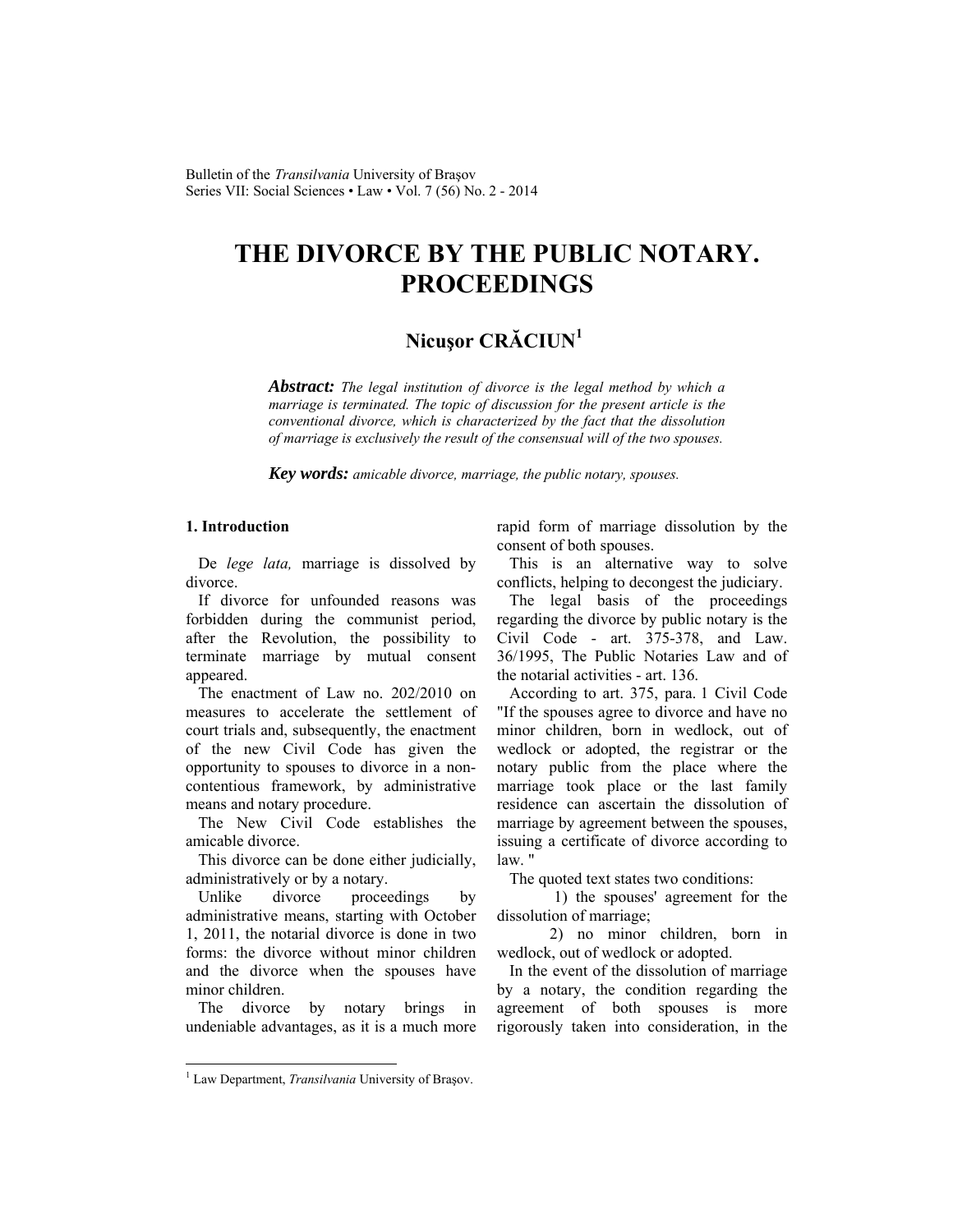# THE DIVORCE BY THE PUBLIC NOTARY. PROCEEDINGS

## Nicuşor CRĂCIUN[1]

***Abstract:*** *The legal institution of divorce is the legal method by which a marriage is terminated. The topic of discussion for the present article is the conventional divorce, which is characterized by the fact that the dissolution of marriage is exclusively the result of the consensual will of the two spouses.*

***Key words:*** *amicable divorce, marriage, the public notary, spouses.*

### 1. Introduction

De *lege lata,* marriage is dissolved by divorce.

If divorce for unfounded reasons was forbidden during the communist period, after the Revolution, the possibility to terminate marriage by mutual consent appeared.

The enactment of Law no. 202/2010 on measures to accelerate the settlement of court trials and, subsequently, the enactment of the new Civil Code has given the opportunity to spouses to divorce in a non-contentious framework, by administrative means and notary procedure.

The New Civil Code establishes the amicable divorce.

This divorce can be done either judicially, administratively or by a notary.

Unlike divorce proceedings by administrative means, starting with October 1, 2011, the notarial divorce is done in two forms: the divorce without minor children and the divorce when the spouses have minor children.

The divorce by notary brings in undeniable advantages, as it is a much more rapid form of marriage dissolution by the consent of both spouses.

This is an alternative way to solve conflicts, helping to decongest the judiciary.

The legal basis of the proceedings regarding the divorce by public notary is the Civil Code - art. 375-378, and Law. 36/1995, The Public Notaries Law and of the notarial activities - art. 136.

According to art. 375, para. 1 Civil Code "If the spouses agree to divorce and have no minor children, born in wedlock, out of wedlock or adopted, the registrar or the notary public from the place where the marriage took place or the last family residence can ascertain the dissolution of marriage by agreement between the spouses, issuing a certificate of divorce according to law. "

The quoted text states two conditions:

1) the spouses' agreement for the dissolution of marriage;

2) no minor children, born in wedlock, out of wedlock or adopted.

In the event of the dissolution of marriage by a notary, the condition regarding the agreement of both spouses is more rigorously taken into consideration, in the

---

[1] Law Department, *Transilvania* University of Braşov.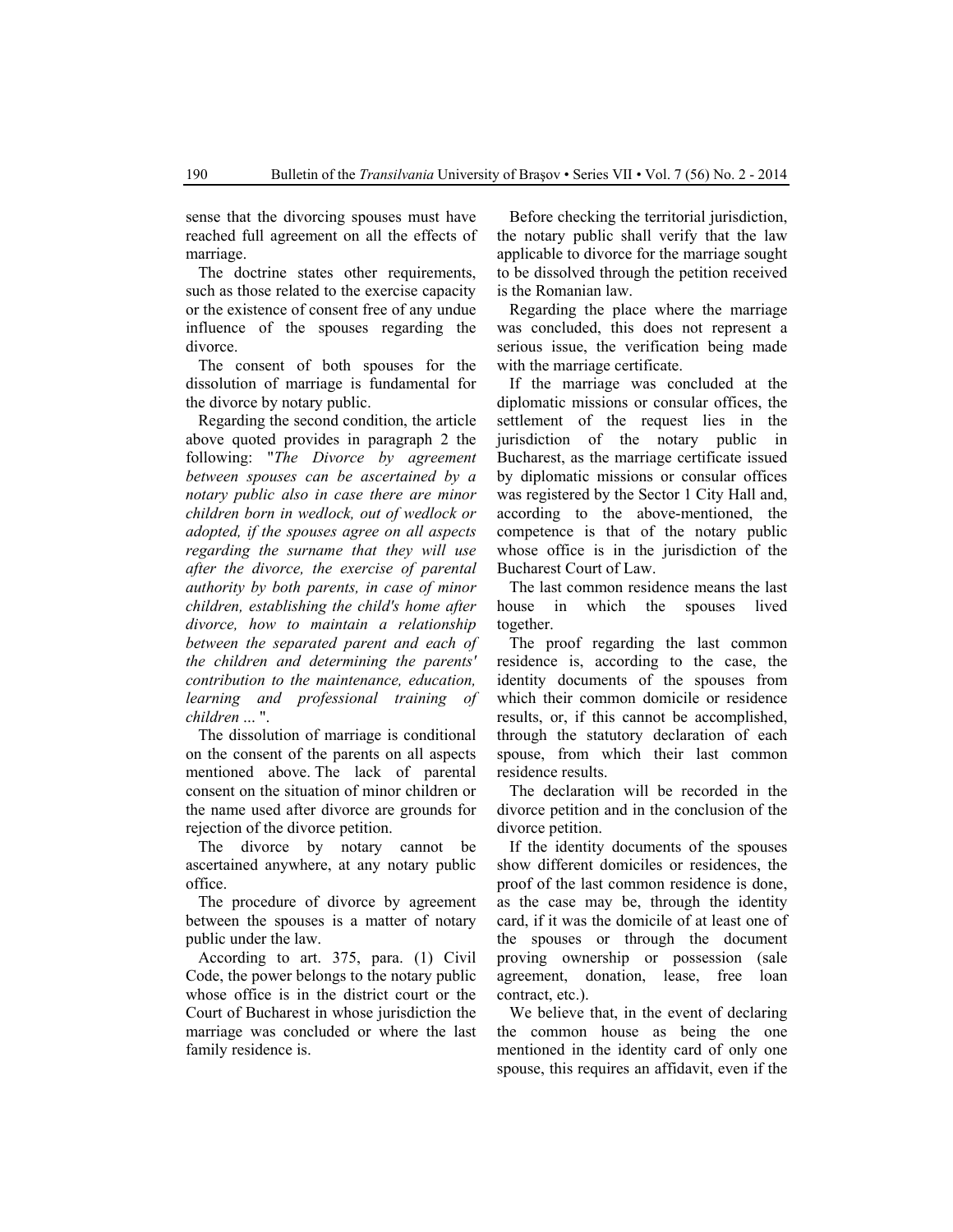sense that the divorcing spouses must have reached full agreement on all the effects of marriage.

The doctrine states other requirements, such as those related to the exercise capacity or the existence of consent free of any undue influence of the spouses regarding the divorce.

The consent of both spouses for the dissolution of marriage is fundamental for the divorce by notary public.

Regarding the second condition, the article above quoted provides in paragraph 2 the following: "*The Divorce by agreement between spouses can be ascertained by a notary public also in case there are minor children born in wedlock, out of wedlock or adopted, if the spouses agree on all aspects regarding the surname that they will use after the divorce, the exercise of parental authority by both parents, in case of minor children, establishing the child's home after divorce, how to maintain a relationship between the separated parent and each of the children and determining the parents' contribution to the maintenance, education, learning and professional training of children ...*".

The dissolution of marriage is conditional on the consent of the parents on all aspects mentioned above. The lack of parental consent on the situation of minor children or the name used after divorce are grounds for rejection of the divorce petition.

The divorce by notary cannot be ascertained anywhere, at any notary public office.

The procedure of divorce by agreement between the spouses is a matter of notary public under the law.

According to art. 375, para. (1) Civil Code, the power belongs to the notary public whose office is in the district court or the Court of Bucharest in whose jurisdiction the marriage was concluded or where the last family residence is.

Before checking the territorial jurisdiction, the notary public shall verify that the law applicable to divorce for the marriage sought to be dissolved through the petition received is the Romanian law.

Regarding the place where the marriage was concluded, this does not represent a serious issue, the verification being made with the marriage certificate.

If the marriage was concluded at the diplomatic missions or consular offices, the settlement of the request lies in the jurisdiction of the notary public in Bucharest, as the marriage certificate issued by diplomatic missions or consular offices was registered by the Sector 1 City Hall and, according to the above-mentioned, the competence is that of the notary public whose office is in the jurisdiction of the Bucharest Court of Law.

The last common residence means the last house in which the spouses lived together.

The proof regarding the last common residence is, according to the case, the identity documents of the spouses from which their common domicile or residence results, or, if this cannot be accomplished, through the statutory declaration of each spouse, from which their last common residence results.

The declaration will be recorded in the divorce petition and in the conclusion of the divorce petition.

If the identity documents of the spouses show different domiciles or residences, the proof of the last common residence is done, as the case may be, through the identity card, if it was the domicile of at least one of the spouses or through the document proving ownership or possession (sale agreement, donation, lease, free loan contract, etc.).

We believe that, in the event of declaring the common house as being the one mentioned in the identity card of only one spouse, this requires an affidavit, even if the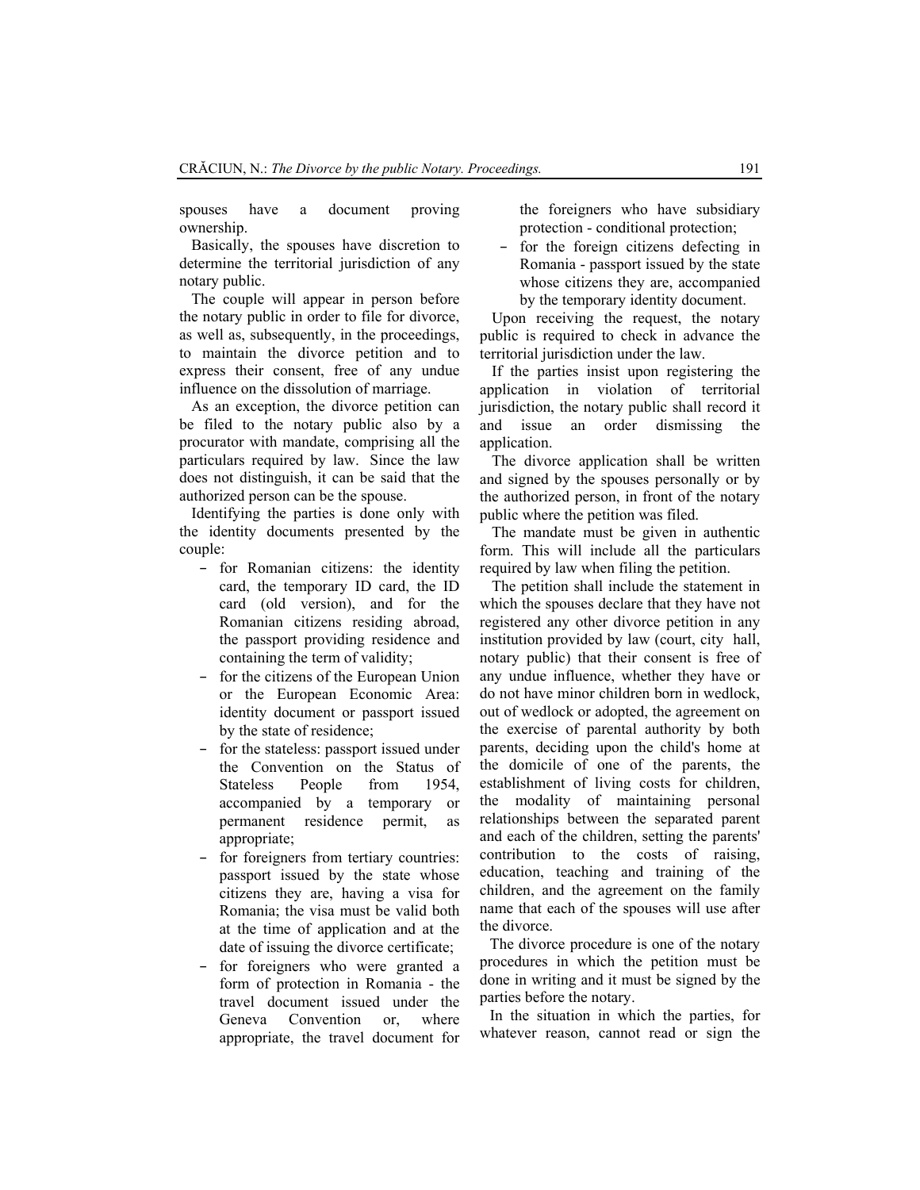spouses have a document proving ownership.

Basically, the spouses have discretion to determine the territorial jurisdiction of any notary public.

The couple will appear in person before the notary public in order to file for divorce, as well as, subsequently, in the proceedings, to maintain the divorce petition and to express their consent, free of any undue influence on the dissolution of marriage.

As an exception, the divorce petition can be filed to the notary public also by a procurator with mandate, comprising all the particulars required by law. Since the law does not distinguish, it can be said that the authorized person can be the spouse.

Identifying the parties is done only with the identity documents presented by the couple:

- for Romanian citizens: the identity card, the temporary ID card, the ID card (old version), and for the Romanian citizens residing abroad, the passport providing residence and containing the term of validity;
- for the citizens of the European Union or the European Economic Area: identity document or passport issued by the state of residence;
- for the stateless: passport issued under the Convention on the Status of Stateless People from 1954, accompanied by a temporary or permanent residence permit, as appropriate;
- for foreigners from tertiary countries: passport issued by the state whose citizens they are, having a visa for Romania; the visa must be valid both at the time of application and at the date of issuing the divorce certificate;
- for foreigners who were granted a form of protection in Romania - the travel document issued under the Geneva Convention or, where appropriate, the travel document for the foreigners who have subsidiary protection - conditional protection;
- for the foreign citizens defecting in Romania - passport issued by the state whose citizens they are, accompanied by the temporary identity document.

Upon receiving the request, the notary public is required to check in advance the territorial jurisdiction under the law.

If the parties insist upon registering the application in violation of territorial jurisdiction, the notary public shall record it and issue an order dismissing the application.

The divorce application shall be written and signed by the spouses personally or by the authorized person, in front of the notary public where the petition was filed.

The mandate must be given in authentic form. This will include all the particulars required by law when filing the petition.

The petition shall include the statement in which the spouses declare that they have not registered any other divorce petition in any institution provided by law (court, city hall, notary public) that their consent is free of any undue influence, whether they have or do not have minor children born in wedlock, out of wedlock or adopted, the agreement on the exercise of parental authority by both parents, deciding upon the child's home at the domicile of one of the parents, the establishment of living costs for children, the modality of maintaining personal relationships between the separated parent and each of the children, setting the parents' contribution to the costs of raising, education, teaching and training of the children, and the agreement on the family name that each of the spouses will use after the divorce.

The divorce procedure is one of the notary procedures in which the petition must be done in writing and it must be signed by the parties before the notary.

In the situation in which the parties, for whatever reason, cannot read or sign the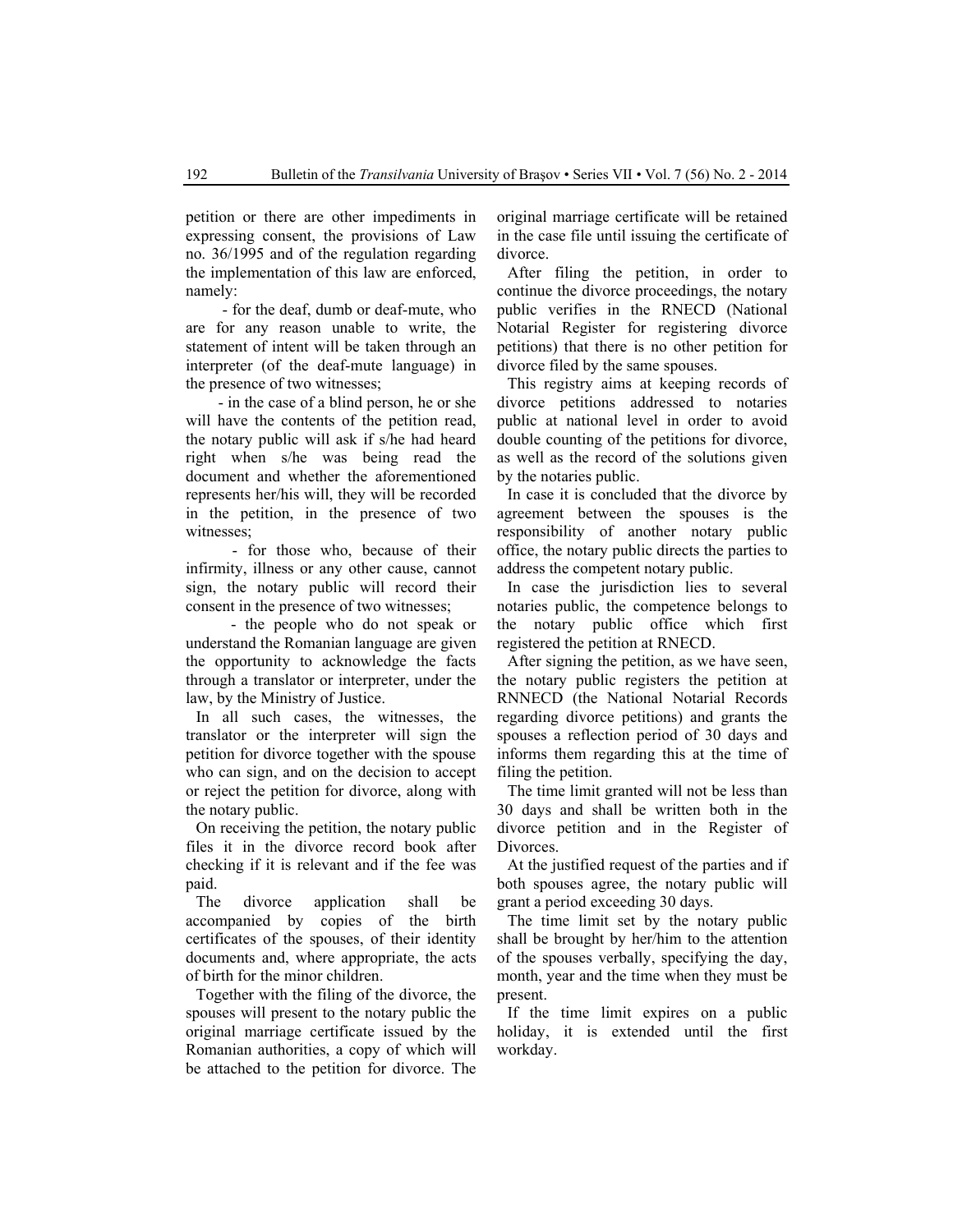petition or there are other impediments in expressing consent, the provisions of Law no. 36/1995 and of the regulation regarding the implementation of this law are enforced, namely:

- for the deaf, dumb or deaf-mute, who are for any reason unable to write, the statement of intent will be taken through an interpreter (of the deaf-mute language) in the presence of two witnesses;
- in the case of a blind person, he or she will have the contents of the petition read, the notary public will ask if s/he had heard right when s/he was being read the document and whether the aforementioned represents her/his will, they will be recorded in the petition, in the presence of two witnesses;
- for those who, because of their infirmity, illness or any other cause, cannot sign, the notary public will record their consent in the presence of two witnesses;
- the people who do not speak or understand the Romanian language are given the opportunity to acknowledge the facts through a translator or interpreter, under the law, by the Ministry of Justice.

In all such cases, the witnesses, the translator or the interpreter will sign the petition for divorce together with the spouse who can sign, and on the decision to accept or reject the petition for divorce, along with the notary public.

On receiving the petition, the notary public files it in the divorce record book after checking if it is relevant and if the fee was paid.

The divorce application shall be accompanied by copies of the birth certificates of the spouses, of their identity documents and, where appropriate, the acts of birth for the minor children.

Together with the filing of the divorce, the spouses will present to the notary public the original marriage certificate issued by the Romanian authorities, a copy of which will be attached to the petition for divorce. The original marriage certificate will be retained in the case file until issuing the certificate of divorce.

After filing the petition, in order to continue the divorce proceedings, the notary public verifies in the RNECD (National Notarial Register for registering divorce petitions) that there is no other petition for divorce filed by the same spouses.

This registry aims at keeping records of divorce petitions addressed to notaries public at national level in order to avoid double counting of the petitions for divorce, as well as the record of the solutions given by the notaries public.

In case it is concluded that the divorce by agreement between the spouses is the responsibility of another notary public office, the notary public directs the parties to address the competent notary public.

In case the jurisdiction lies to several notaries public, the competence belongs to the notary public office which first registered the petition at RNECD.

After signing the petition, as we have seen, the notary public registers the petition at RNNECD (the National Notarial Records regarding divorce petitions) and grants the spouses a reflection period of 30 days and informs them regarding this at the time of filing the petition.

The time limit granted will not be less than 30 days and shall be written both in the divorce petition and in the Register of Divorces.

At the justified request of the parties and if both spouses agree, the notary public will grant a period exceeding 30 days.

The time limit set by the notary public shall be brought by her/him to the attention of the spouses verbally, specifying the day, month, year and the time when they must be present.

If the time limit expires on a public holiday, it is extended until the first workday.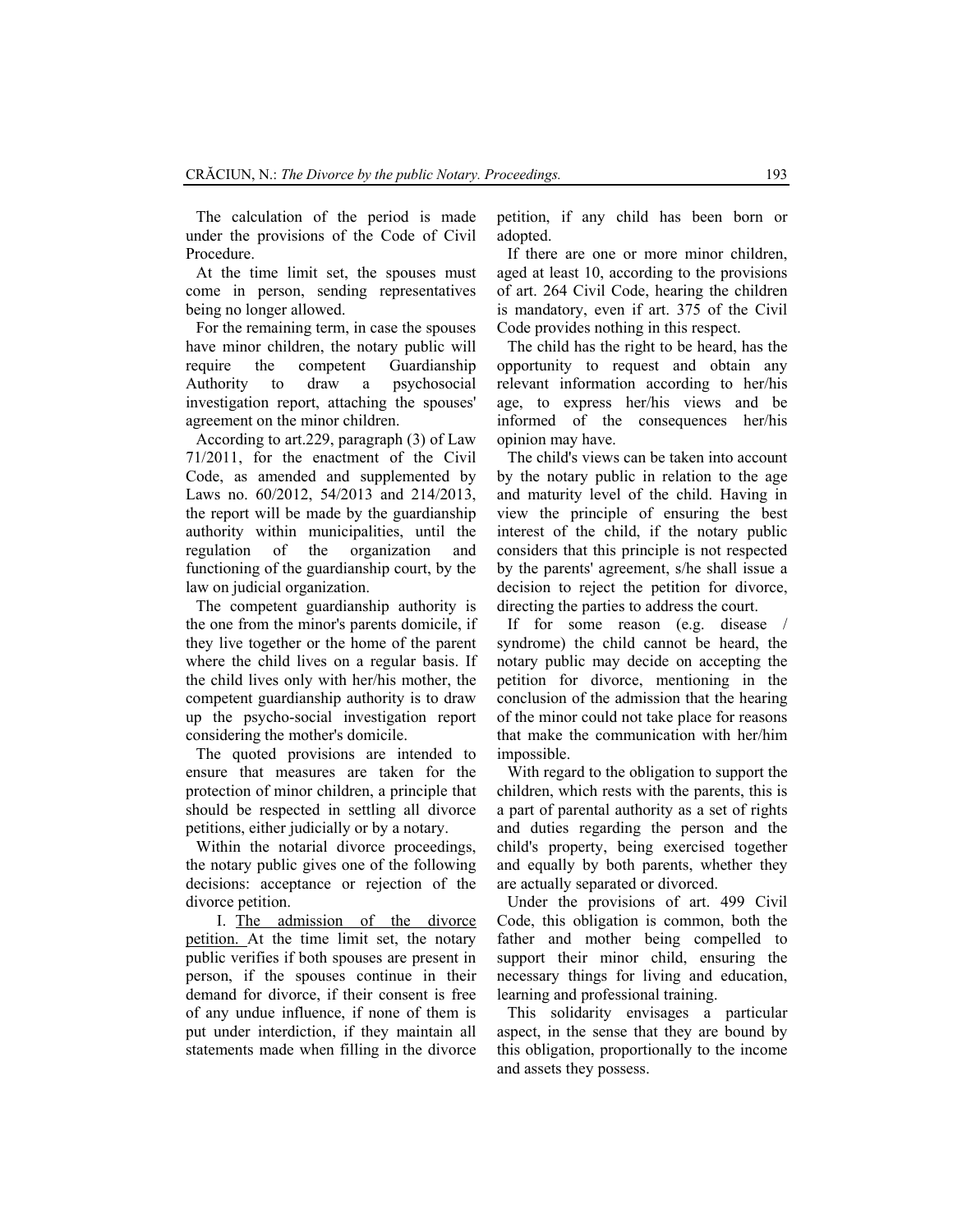The calculation of the period is made under the provisions of the Code of Civil Procedure.

At the time limit set, the spouses must come in person, sending representatives being no longer allowed.

For the remaining term, in case the spouses have minor children, the notary public will require the competent Guardianship Authority to draw a psychosocial investigation report, attaching the spouses' agreement on the minor children.

According to art.229, paragraph (3) of Law 71/2011, for the enactment of the Civil Code, as amended and supplemented by Laws no. 60/2012, 54/2013 and 214/2013, the report will be made by the guardianship authority within municipalities, until the regulation of the organization and functioning of the guardianship court, by the law on judicial organization.

The competent guardianship authority is the one from the minor's parents domicile, if they live together or the home of the parent where the child lives on a regular basis. If the child lives only with her/his mother, the competent guardianship authority is to draw up the psycho-social investigation report considering the mother's domicile.

The quoted provisions are intended to ensure that measures are taken for the protection of minor children, a principle that should be respected in settling all divorce petitions, either judicially or by a notary.

Within the notarial divorce proceedings, the notary public gives one of the following decisions: acceptance or rejection of the divorce petition.

I. The admission of the divorce petition. At the time limit set, the notary public verifies if both spouses are present in person, if the spouses continue in their demand for divorce, if their consent is free of any undue influence, if none of them is put under interdiction, if they maintain all statements made when filling in the divorce petition, if any child has been born or adopted.

If there are one or more minor children, aged at least 10, according to the provisions of art. 264 Civil Code, hearing the children is mandatory, even if art. 375 of the Civil Code provides nothing in this respect.

The child has the right to be heard, has the opportunity to request and obtain any relevant information according to her/his age, to express her/his views and be informed of the consequences her/his opinion may have.

The child's views can be taken into account by the notary public in relation to the age and maturity level of the child. Having in view the principle of ensuring the best interest of the child, if the notary public considers that this principle is not respected by the parents' agreement, s/he shall issue a decision to reject the petition for divorce, directing the parties to address the court.

If for some reason (e.g. disease / syndrome) the child cannot be heard, the notary public may decide on accepting the petition for divorce, mentioning in the conclusion of the admission that the hearing of the minor could not take place for reasons that make the communication with her/him impossible.

With regard to the obligation to support the children, which rests with the parents, this is a part of parental authority as a set of rights and duties regarding the person and the child's property, being exercised together and equally by both parents, whether they are actually separated or divorced.

Under the provisions of art. 499 Civil Code, this obligation is common, both the father and mother being compelled to support their minor child, ensuring the necessary things for living and education, learning and professional training.

This solidarity envisages a particular aspect, in the sense that they are bound by this obligation, proportionally to the income and assets they possess.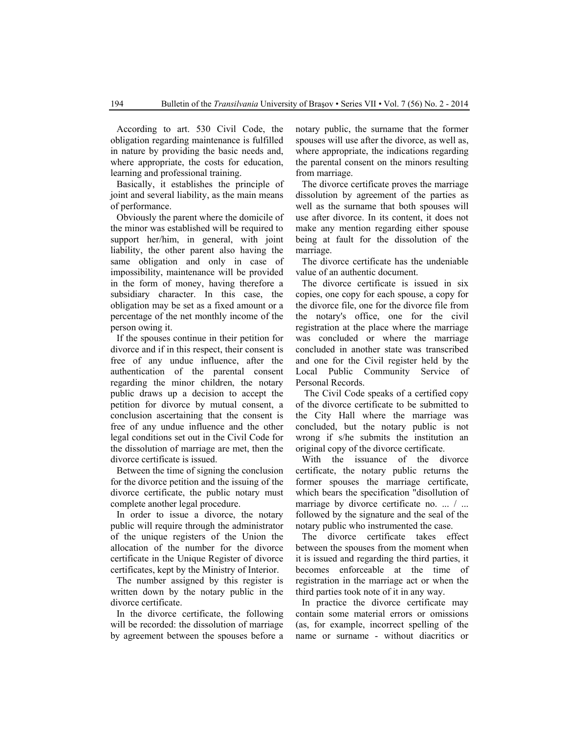According to art. 530 Civil Code, the obligation regarding maintenance is fulfilled in nature by providing the basic needs and, where appropriate, the costs for education, learning and professional training.

Basically, it establishes the principle of joint and several liability, as the main means of performance.

Obviously the parent where the domicile of the minor was established will be required to support her/him, in general, with joint liability, the other parent also having the same obligation and only in case of impossibility, maintenance will be provided in the form of money, having therefore a subsidiary character. In this case, the obligation may be set as a fixed amount or a percentage of the net monthly income of the person owing it.

If the spouses continue in their petition for divorce and if in this respect, their consent is free of any undue influence, after the authentication of the parental consent regarding the minor children, the notary public draws up a decision to accept the petition for divorce by mutual consent, a conclusion ascertaining that the consent is free of any undue influence and the other legal conditions set out in the Civil Code for the dissolution of marriage are met, then the divorce certificate is issued.

Between the time of signing the conclusion for the divorce petition and the issuing of the divorce certificate, the public notary must complete another legal procedure.

In order to issue a divorce, the notary public will require through the administrator of the unique registers of the Union the allocation of the number for the divorce certificate in the Unique Register of divorce certificates, kept by the Ministry of Interior.

The number assigned by this register is written down by the notary public in the divorce certificate.

In the divorce certificate, the following will be recorded: the dissolution of marriage by agreement between the spouses before a notary public, the surname that the former spouses will use after the divorce, as well as, where appropriate, the indications regarding the parental consent on the minors resulting from marriage.

The divorce certificate proves the marriage dissolution by agreement of the parties as well as the surname that both spouses will use after divorce. In its content, it does not make any mention regarding either spouse being at fault for the dissolution of the marriage.

The divorce certificate has the undeniable value of an authentic document.

The divorce certificate is issued in six copies, one copy for each spouse, a copy for the divorce file, one for the divorce file from the notary's office, one for the civil registration at the place where the marriage was concluded or where the marriage concluded in another state was transcribed and one for the Civil register held by the Local Public Community Service of Personal Records.

The Civil Code speaks of a certified copy of the divorce certificate to be submitted to the City Hall where the marriage was concluded, but the notary public is not wrong if s/he submits the institution an original copy of the divorce certificate.

With the issuance of the divorce certificate, the notary public returns the former spouses the marriage certificate, which bears the specification "disollution of marriage by divorce certificate no. ... / ... followed by the signature and the seal of the notary public who instrumented the case.

The divorce certificate takes effect between the spouses from the moment when it is issued and regarding the third parties, it becomes enforceable at the time of registration in the marriage act or when the third parties took note of it in any way.

In practice the divorce certificate may contain some material errors or omissions (as, for example, incorrect spelling of the name or surname - without diacritics or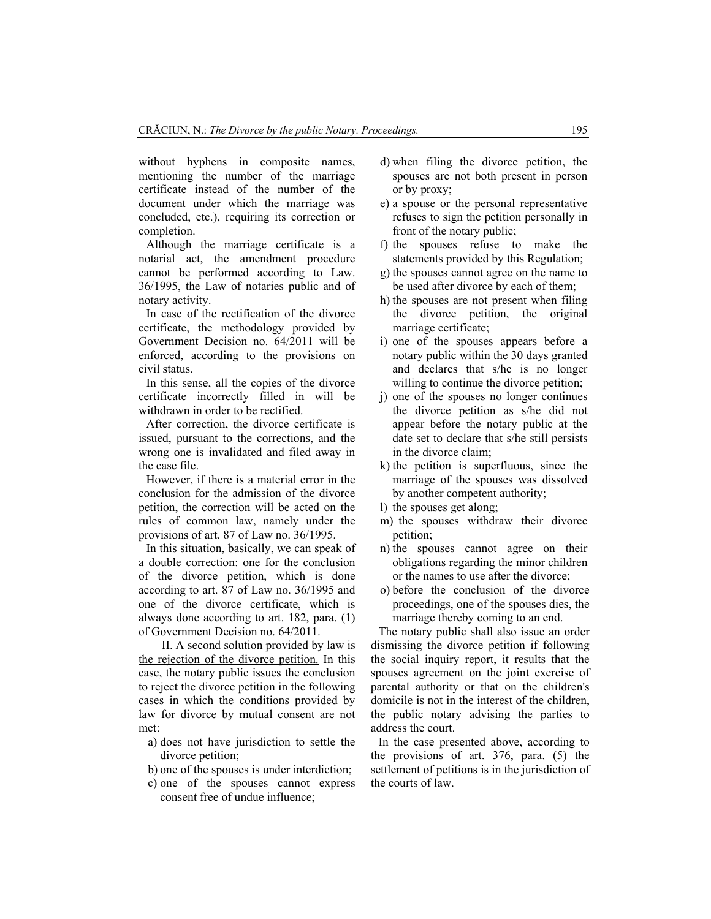without hyphens in composite names, mentioning the number of the marriage certificate instead of the number of the document under which the marriage was concluded, etc.), requiring its correction or completion.

Although the marriage certificate is a notarial act, the amendment procedure cannot be performed according to Law. 36/1995, the Law of notaries public and of notary activity.

In case of the rectification of the divorce certificate, the methodology provided by Government Decision no. 64/2011 will be enforced, according to the provisions on civil status.

In this sense, all the copies of the divorce certificate incorrectly filled in will be withdrawn in order to be rectified.

After correction, the divorce certificate is issued, pursuant to the corrections, and the wrong one is invalidated and filed away in the case file.

However, if there is a material error in the conclusion for the admission of the divorce petition, the correction will be acted on the rules of common law, namely under the provisions of art. 87 of Law no. 36/1995.

In this situation, basically, we can speak of a double correction: one for the conclusion of the divorce petition, which is done according to art. 87 of Law no. 36/1995 and one of the divorce certificate, which is always done according to art. 182, para. (1) of Government Decision no. 64/2011.

II. <u>A second solution provided by law is the rejection of the divorce petition.</u> In this case, the notary public issues the conclusion to reject the divorce petition in the following cases in which the conditions provided by law for divorce by mutual consent are not met:

a) does not have jurisdiction to settle the divorce petition;
b) one of the spouses is under interdiction;
c) one of the spouses cannot express consent free of undue influence;
d) when filing the divorce petition, the spouses are not both present in person or by proxy;
e) a spouse or the personal representative refuses to sign the petition personally in front of the notary public;
f) the spouses refuse to make the statements provided by this Regulation;
g) the spouses cannot agree on the name to be used after divorce by each of them;
h) the spouses are not present when filing the divorce petition, the original marriage certificate;
i) one of the spouses appears before a notary public within the 30 days granted and declares that s/he is no longer willing to continue the divorce petition;
j) one of the spouses no longer continues the divorce petition as s/he did not appear before the notary public at the date set to declare that s/he still persists in the divorce claim;
k) the petition is superfluous, since the marriage of the spouses was dissolved by another competent authority;
l) the spouses get along;
m) the spouses withdraw their divorce petition;
n) the spouses cannot agree on their obligations regarding the minor children or the names to use after the divorce;
o) before the conclusion of the divorce proceedings, one of the spouses dies, the marriage thereby coming to an end.

The notary public shall also issue an order dismissing the divorce petition if following the social inquiry report, it results that the spouses agreement on the joint exercise of parental authority or that on the children's domicile is not in the interest of the children, the public notary advising the parties to address the court.

In the case presented above, according to the provisions of art. 376, para. (5) the settlement of petitions is in the jurisdiction of the courts of law.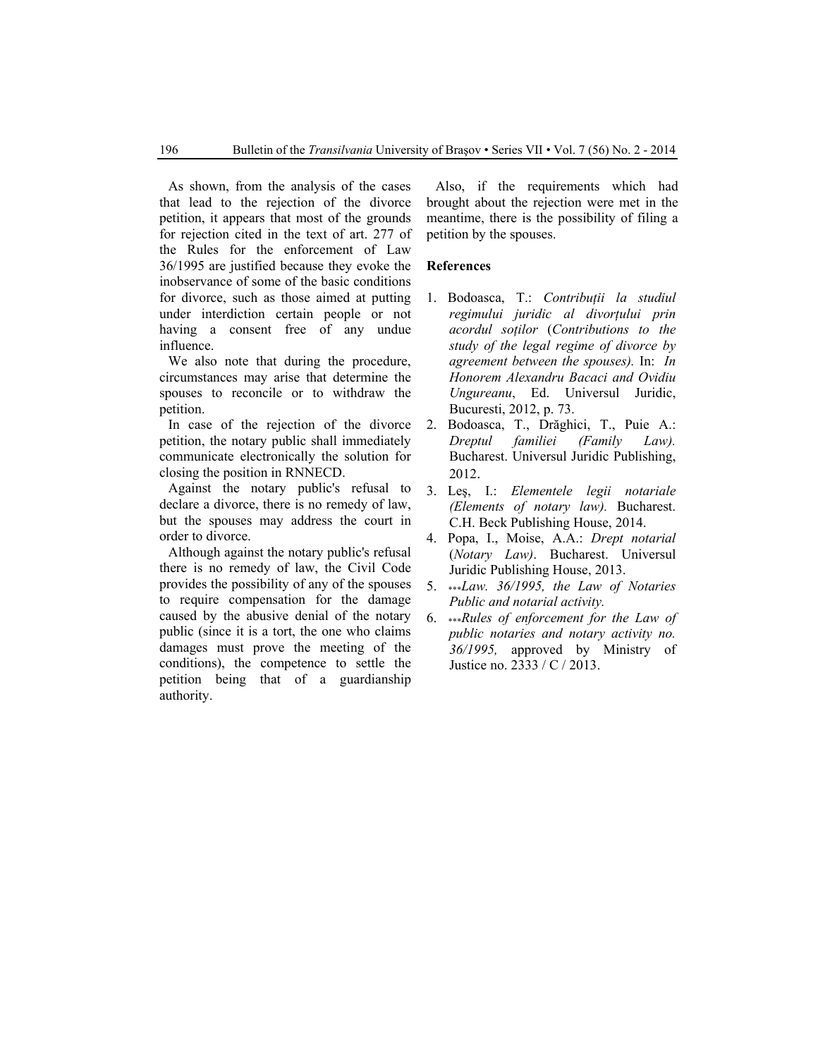As shown, from the analysis of the cases that lead to the rejection of the divorce petition, it appears that most of the grounds for rejection cited in the text of art. 277 of the Rules for the enforcement of Law 36/1995 are justified because they evoke the inobservance of some of the basic conditions for divorce, such as those aimed at putting under interdiction certain people or not having a consent free of any undue influence.

We also note that during the procedure, circumstances may arise that determine the spouses to reconcile or to withdraw the petition.

In case of the rejection of the divorce petition, the notary public shall immediately communicate electronically the solution for closing the position in RNNECD.

Against the notary public's refusal to declare a divorce, there is no remedy of law, but the spouses may address the court in order to divorce.

Although against the notary public's refusal there is no remedy of law, the Civil Code provides the possibility of any of the spouses to require compensation for the damage caused by the abusive denial of the notary public (since it is a tort, the one who claims damages must prove the meeting of the conditions), the competence to settle the petition being that of a guardianship authority.

Also, if the requirements which had brought about the rejection were met in the meantime, there is the possibility of filing a petition by the spouses.

## References

1. Bodoasca, T.: *Contribuții la studiul regimului juridic al divorțului prin acordul soților* (*Contributions to the study of the legal regime of divorce by agreement between the spouses).* In: *In Honorem Alexandru Bacaci and Ovidiu Ungureanu*, Ed. Universul Juridic, Bucuresti, 2012, p. 73.
2. Bodoasca, T., Drăghici, T., Puie A.: *Dreptul familiei (Family Law).* Bucharest. Universul Juridic Publishing, 2012.
3. Leș, I.: *Elementele legii notariale (Elements of notary law).* Bucharest. C.H. Beck Publishing House, 2014.
4. Popa, I., Moise, A.A.: *Drept notarial* (*Notary Law)*. Bucharest. Universul Juridic Publishing House, 2013.
5. ****Law. 36/1995, the Law of Notaries Public and notarial activity.*
6. ****Rules of enforcement for the Law of public notaries and notary activity no. 36/1995,* approved by Ministry of Justice no. 2333 / C / 2013.